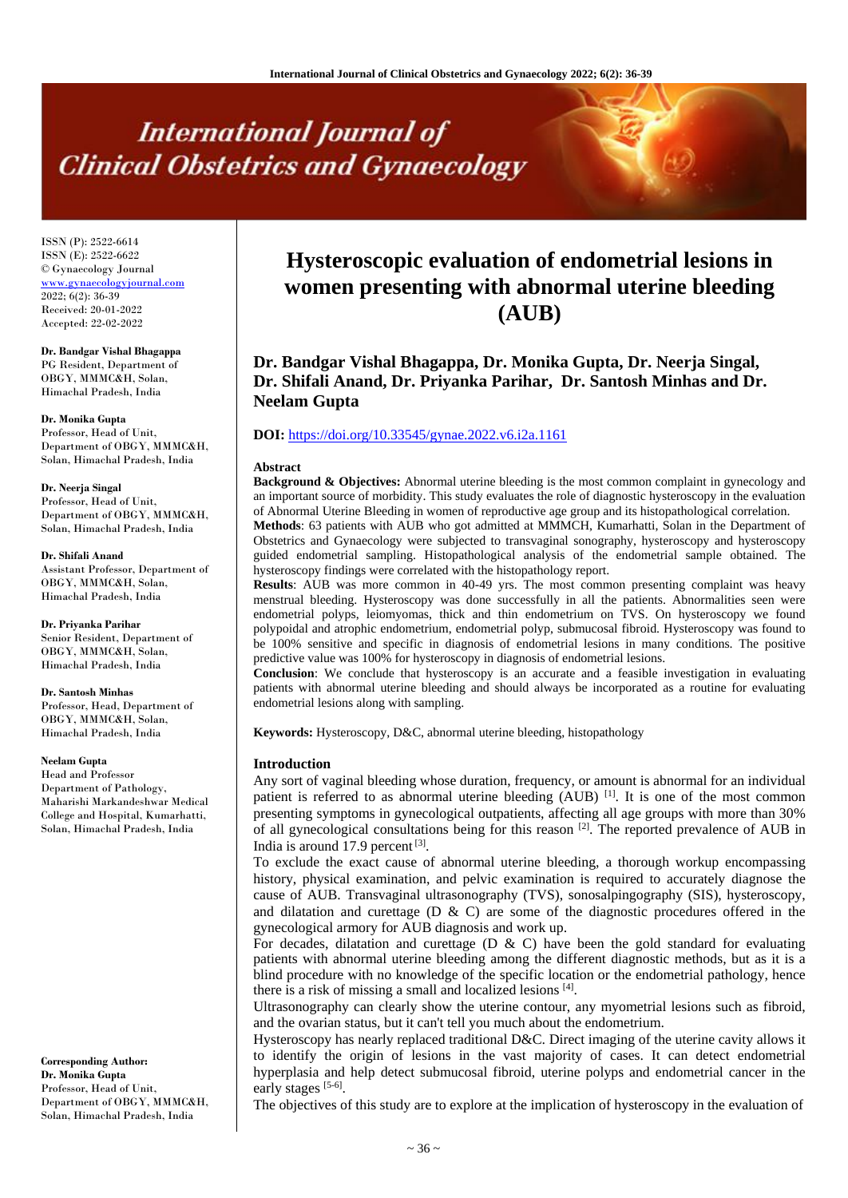# Hysteroscopic evaluation of endometrial lesions in women presenting with abnormal uterine bleeding (AUB)

**Dr. Bandgar Vishal Bhagappa, Dr. Monika Gupta, Dr. Neerja Singal, Dr. Shifali Anand, Dr. Priyanka Parihar, Dr. Santosh Minhas and Dr. Neelam Gupta**

**DOI:** https://doi.org/10.33545/gynae.2022.v6.i2a.1161

ISSN (P): 2522-6614
ISSN (E): 2522-6622
© Gynaecology Journal
www.gynaecologyjournal.com
2022; 6(2): 36-39
Received: 20-01-2022
Accepted: 22-02-2022

**Dr. Bandgar Vishal Bhagappa**
PG Resident, Department of OBGY, MMMC&H, Solan, Himachal Pradesh, India

**Dr. Monika Gupta**
Professor, Head of Unit, Department of OBGY, MMMC&H, Solan, Himachal Pradesh, India

**Dr. Neerja Singal**
Professor, Head of Unit, Department of OBGY, MMMC&H, Solan, Himachal Pradesh, India

**Dr. Shifali Anand**
Assistant Professor, Department of OBGY, MMMC&H, Solan, Himachal Pradesh, India

**Dr. Priyanka Parihar**
Senior Resident, Department of OBGY, MMMC&H, Solan, Himachal Pradesh, India

**Dr. Santosh Minhas**
Professor, Head, Department of OBGY, MMMC&H, Solan, Himachal Pradesh, India

**Neelam Gupta**
Head and Professor
Department of Pathology, Maharishi Markandeshwar Medical College and Hospital, Kumarhatti, Solan, Himachal Pradesh, India

**Corresponding Author:**
**Dr. Monika Gupta**
Professor, Head of Unit, Department of OBGY, MMMC&H, Solan, Himachal Pradesh, India

## Abstract

**Background & Objectives:** Abnormal uterine bleeding is the most common complaint in gynecology and an important source of morbidity. This study evaluates the role of diagnostic hysteroscopy in the evaluation of Abnormal Uterine Bleeding in women of reproductive age group and its histopathological correlation.

**Methods**: 63 patients with AUB who got admitted at MMMCH, Kumarhatti, Solan in the Department of Obstetrics and Gynaecology were subjected to transvaginal sonography, hysteroscopy and hysteroscopy guided endometrial sampling. Histopathological analysis of the endometrial sample obtained. The hysteroscopy findings were correlated with the histopathology report.

**Results**: AUB was more common in 40-49 yrs. The most common presenting complaint was heavy menstrual bleeding. Hysteroscopy was done successfully in all the patients. Abnormalities seen were endometrial polyps, leiomyomas, thick and thin endometrium on TVS. On hysteroscopy we found polypoidal and atrophic endometrium, endometrial polyp, submucosal fibroid. Hysteroscopy was found to be 100% sensitive and specific in diagnosis of endometrial lesions in many conditions. The positive predictive value was 100% for hysteroscopy in diagnosis of endometrial lesions.

**Conclusion**: We conclude that hysteroscopy is an accurate and a feasible investigation in evaluating patients with abnormal uterine bleeding and should always be incorporated as a routine for evaluating endometrial lesions along with sampling.

**Keywords:** Hysteroscopy, D&C, abnormal uterine bleeding, histopathology

## Introduction

Any sort of vaginal bleeding whose duration, frequency, or amount is abnormal for an individual patient is referred to as abnormal uterine bleeding (AUB) [1]. It is one of the most common presenting symptoms in gynecological outpatients, affecting all age groups with more than 30% of all gynecological consultations being for this reason [2]. The reported prevalence of AUB in India is around 17.9 percent [3].

To exclude the exact cause of abnormal uterine bleeding, a thorough workup encompassing history, physical examination, and pelvic examination is required to accurately diagnose the cause of AUB. Transvaginal ultrasonography (TVS), sonosalpingography (SIS), hysteroscopy, and dilatation and curettage (D & C) are some of the diagnostic procedures offered in the gynecological armory for AUB diagnosis and work up.

For decades, dilatation and curettage (D & C) have been the gold standard for evaluating patients with abnormal uterine bleeding among the different diagnostic methods, but as it is a blind procedure with no knowledge of the specific location or the endometrial pathology, hence there is a risk of missing a small and localized lesions [4].

Ultrasonography can clearly show the uterine contour, any myometrial lesions such as fibroid, and the ovarian status, but it can't tell you much about the endometrium.

Hysteroscopy has nearly replaced traditional D&C. Direct imaging of the uterine cavity allows it to identify the origin of lesions in the vast majority of cases. It can detect endometrial hyperplasia and help detect submucosal fibroid, uterine polyps and endometrial cancer in the early stages [5-6].

The objectives of this study are to explore at the implication of hysteroscopy in the evaluation of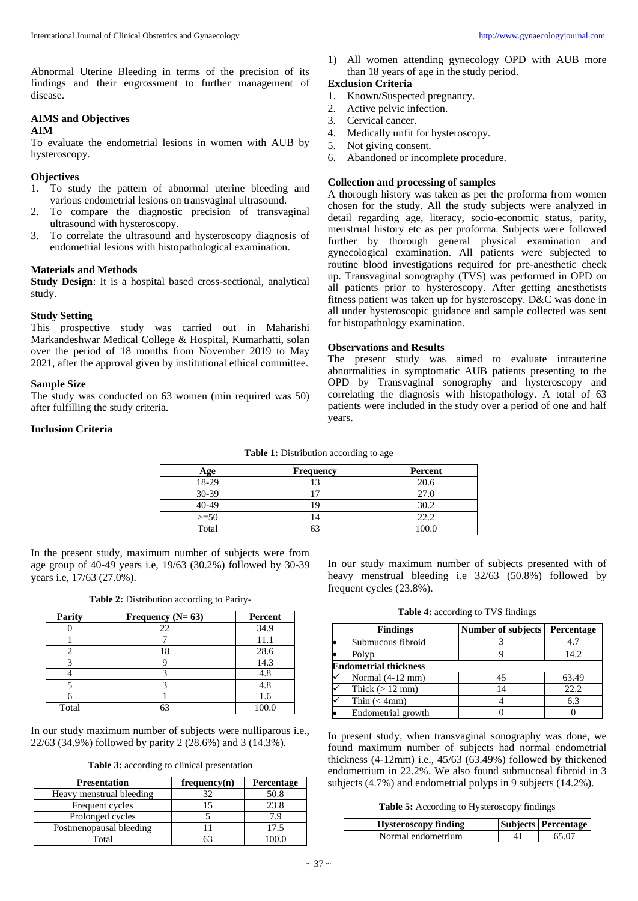Abnormal Uterine Bleeding in terms of the precision of its findings and their engrossment to further management of disease.

## AIMS and Objectives

### AIM

To evaluate the endometrial lesions in women with AUB by hysteroscopy.

### Objectives

1. To study the pattern of abnormal uterine bleeding and various endometrial lesions on transvaginal ultrasound.
2. To compare the diagnostic precision of transvaginal ultrasound with hysteroscopy.
3. To correlate the ultrasound and hysteroscopy diagnosis of endometrial lesions with histopathological examination.

## Materials and Methods

**Study Design**: It is a hospital based cross-sectional, analytical study.

### Study Setting

This prospective study was carried out in Maharishi Markandeshwar Medical College & Hospital, Kumarhatti, solan over the period of 18 months from November 2019 to May 2021, after the approval given by institutional ethical committee.

### Sample Size

The study was conducted on 63 women (min required was 50) after fulfilling the study criteria.

### Inclusion Criteria

1) All women attending gynecology OPD with AUB more than 18 years of age in the study period.

### Exclusion Criteria

1. Known/Suspected pregnancy.
2. Active pelvic infection.
3. Cervical cancer.
4. Medically unfit for hysteroscopy.
5. Not giving consent.
6. Abandoned or incomplete procedure.

### Collection and processing of samples

A thorough history was taken as per the proforma from women chosen for the study. All the study subjects were analyzed in detail regarding age, literacy, socio-economic status, parity, menstrual history etc as per proforma. Subjects were followed further by thorough general physical examination and gynecological examination. All patients were subjected to routine blood investigations required for pre-anesthetic check up. Transvaginal sonography (TVS) was performed in OPD on all patients prior to hysteroscopy. After getting anesthetists fitness patient was taken up for hysteroscopy. D&C was done in all under hysteroscopic guidance and sample collected was sent for histopathology examination.

### Observations and Results

The present study was aimed to evaluate intrauterine abnormalities in symptomatic AUB patients presenting to the OPD by Transvaginal sonography and hysteroscopy and correlating the diagnosis with histopathology. A total of 63 patients were included in the study over a period of one and half years.

**Table 1:** Distribution according to age

| Age | Frequency | Percent |
|---|---|---|
| 18-29 | 13 | 20.6 |
| 30-39 | 17 | 27.0 |
| 40-49 | 19 | 30.2 |
| >=50 | 14 | 22.2 |
| Total | 63 | 100.0 |

In the present study, maximum number of subjects were from age group of 40-49 years i.e, 19/63 (30.2%) followed by 30-39 years i.e, 17/63 (27.0%).

**Table 2:** Distribution according to Parity-

| Parity | Frequency (N= 63) | Percent |
|---|---|---|
| 0 | 22 | 34.9 |
| 1 | 7 | 11.1 |
| 2 | 18 | 28.6 |
| 3 | 9 | 14.3 |
| 4 | 3 | 4.8 |
| 5 | 3 | 4.8 |
| 6 | 1 | 1.6 |
| Total | 63 | 100.0 |

In our study maximum number of subjects were nulliparous i.e., 22/63 (34.9%) followed by parity 2 (28.6%) and 3 (14.3%).

**Table 3:** according to clinical presentation

| Presentation | frequency(n) | Percentage |
|---|---|---|
| Heavy menstrual bleeding | 32 | 50.8 |
| Frequent cycles | 15 | 23.8 |
| Prolonged cycles | 5 | 7.9 |
| Postmenopausal bleeding | 11 | 17.5 |
| Total | 63 | 100.0 |

In our study maximum number of subjects presented with of heavy menstrual bleeding i.e 32/63 (50.8%) followed by frequent cycles (23.8%).

**Table 4:** according to TVS findings

| Findings | Number of subjects | Percentage |
|---|---|---|
| • Submucous fibroid | 3 | 4.7 |
| • Polyp | 9 | 14.2 |
| **Endometrial thickness** | | |
| ✓ Normal (4-12 mm) | 45 | 63.49 |
| ✓ Thick (> 12 mm) | 14 | 22.2 |
| ✓ Thin (< 4mm) | 4 | 6.3 |
| • Endometrial growth | 0 | 0 |

In present study, when transvaginal sonography was done, we found maximum number of subjects had normal endometrial thickness (4-12mm) i.e., 45/63 (63.49%) followed by thickened endometrium in 22.2%. We also found submucosal fibroid in 3 subjects (4.7%) and endometrial polyps in 9 subjects (14.2%).

**Table 5:** According to Hysteroscopy findings

| Hysteroscopy finding | Subjects | Percentage |
|---|---|---|
| Normal endometrium | 41 | 65.07 |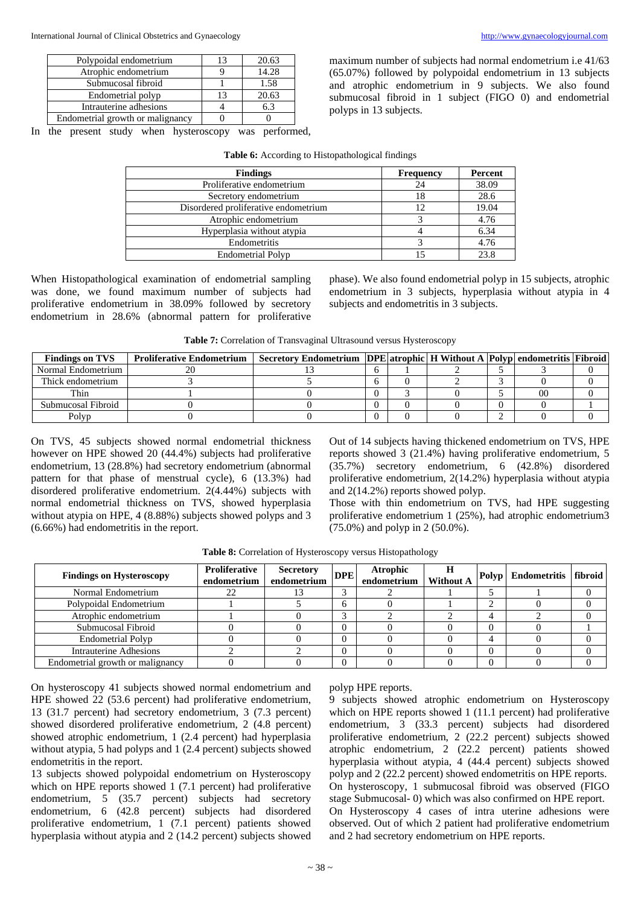| Polypoidal endometrium | 13 | 20.63 |
|---|---|---|
| Atrophic endometrium | 9 | 14.28 |
| Submucosal fibroid | 1 | 1.58 |
| Endometrial polyp | 13 | 20.63 |
| Intrauterine adhesions | 4 | 6.3 |
| Endometrial growth or malignancy | 0 | 0 |

In the present study when hysteroscopy was performed, maximum number of subjects had normal endometrium i.e 41/63 (65.07%) followed by polypoidal endometrium in 13 subjects and atrophic endometrium in 9 subjects. We also found submucosal fibroid in 1 subject (FIGO 0) and endometrial polyps in 13 subjects.

**Table 6:** According to Histopathological findings

| Findings | Frequency | Percent |
|---|---|---|
| Proliferative endometrium | 24 | 38.09 |
| Secretory endometrium | 18 | 28.6 |
| Disordered proliferative endometrium | 12 | 19.04 |
| Atrophic endometrium | 3 | 4.76 |
| Hyperplasia without atypia | 4 | 6.34 |
| Endometritis | 3 | 4.76 |
| Endometrial Polyp | 15 | 23.8 |

When Histopathological examination of endometrial sampling was done, we found maximum number of subjects had proliferative endometrium in 38.09% followed by secretory endometrium in 28.6% (abnormal pattern for proliferative phase). We also found endometrial polyp in 15 subjects, atrophic endometrium in 3 subjects, hyperplasia without atypia in 4 subjects and endometritis in 3 subjects.

**Table 7:** Correlation of Transvaginal Ultrasound versus Hysteroscopy

| Findings on TVS | Proliferative Endometrium | Secretory Endometrium | DPE | atrophic | H Without A | Polyp | endometritis | Fibroid |
|---|---|---|---|---|---|---|---|---|
| Normal Endometrium | 20 | 13 | 6 | 1 | 2 | 5 | 3 | 0 |
| Thick endometrium | 3 | 5 | 6 | 0 | 2 | 3 | 0 | 0 |
| Thin | 1 | 0 | 0 | 3 | 0 | 5 | 00 | 0 |
| Submucosal Fibroid | 0 | 0 | 0 | 0 | 0 | 0 | 0 | 1 |
| Polyp | 0 | 0 | 0 | 0 | 0 | 2 | 0 | 0 |

On TVS, 45 subjects showed normal endometrial thickness however on HPE showed 20 (44.4%) subjects had proliferative endometrium, 13 (28.8%) had secretory endometrium (abnormal pattern for that phase of menstrual cycle), 6 (13.3%) had disordered proliferative endometrium. 2(4.44%) subjects with normal endometrial thickness on TVS, showed hyperplasia without atypia on HPE, 4 (8.88%) subjects showed polyps and 3 (6.66%) had endometritis in the report.

Out of 14 subjects having thickened endometrium on TVS, HPE reports showed 3 (21.4%) having proliferative endometrium, 5 (35.7%) secretory endometrium, 6 (42.8%) disordered proliferative endometrium, 2(14.2%) hyperplasia without atypia and 2(14.2%) reports showed polyp.

Those with thin endometrium on TVS, had HPE suggesting proliferative endometrium 1 (25%), had atrophic endometrium3 (75.0%) and polyp in 2 (50.0%).

**Table 8:** Correlation of Hysteroscopy versus Histopathology

| Findings on Hysteroscopy | Proliferative endometrium | Secretory endometrium | DPE | Atrophic endometrium | H Without A | Polyp | Endometritis | fibroid |
|---|---|---|---|---|---|---|---|---|
| Normal Endometrium | 22 | 13 | 3 | 2 | 1 | 5 | 1 | 0 |
| Polypoidal Endometrium | 1 | 5 | 6 | 0 | 1 | 2 | 0 | 0 |
| Atrophic endometrium | 1 | 0 | 3 | 2 | 2 | 4 | 2 | 0 |
| Submucosal Fibroid | 0 | 0 | 0 | 0 | 0 | 0 | 0 | 1 |
| Endometrial Polyp | 0 | 0 | 0 | 0 | 0 | 4 | 0 | 0 |
| Intrauterine Adhesions | 2 | 2 | 0 | 0 | 0 | 0 | 0 | 0 |
| Endometrial growth or malignancy | 0 | 0 | 0 | 0 | 0 | 0 | 0 | 0 |

On hysteroscopy 41 subjects showed normal endometrium and HPE showed 22 (53.6 percent) had proliferative endometrium, 13 (31.7 percent) had secretory endometrium, 3 (7.3 percent) showed disordered proliferative endometrium, 2 (4.8 percent) showed atrophic endometrium, 1 (2.4 percent) had hyperplasia without atypia, 5 had polyps and 1 (2.4 percent) subjects showed endometritis in the report.

13 subjects showed polypoidal endometrium on Hysteroscopy which on HPE reports showed 1 (7.1 percent) had proliferative endometrium, 5 (35.7 percent) subjects had secretory endometrium, 6 (42.8 percent) subjects had disordered proliferative endometrium, 1 (7.1 percent) patients showed hyperplasia without atypia and 2 (14.2 percent) subjects showed polyp HPE reports.

9 subjects showed atrophic endometrium on Hysteroscopy which on HPE reports showed 1 (11.1 percent) had proliferative endometrium, 3 (33.3 percent) subjects had disordered proliferative endometrium, 2 (22.2 percent) subjects showed atrophic endometrium, 2 (22.2 percent) patients showed hyperplasia without atypia, 4 (44.4 percent) subjects showed polyp and 2 (22.2 percent) showed endometritis on HPE reports.

On hysteroscopy, 1 submucosal fibroid was observed (FIGO stage Submucosal- 0) which was also confirmed on HPE report.

On Hysteroscopy 4 cases of intra uterine adhesions were observed. Out of which 2 patient had proliferative endometrium and 2 had secretory endometrium on HPE reports.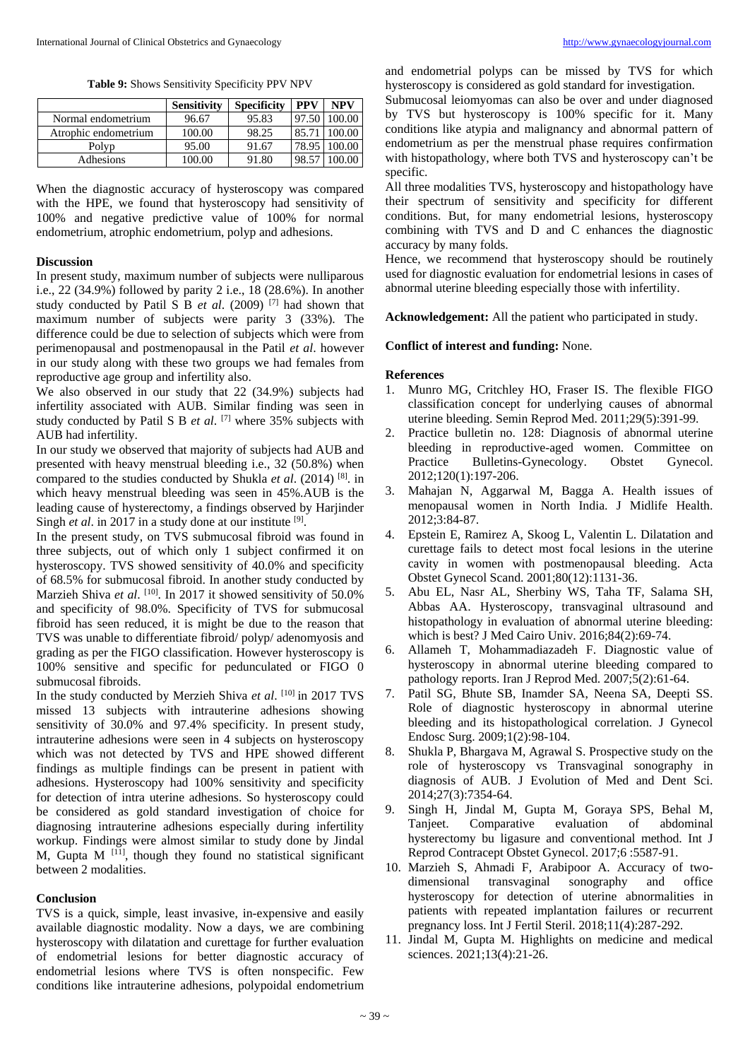**Table 9:** Shows Sensitivity Specificity PPV NPV

| | Sensitivity | Specificity | PPV | NPV |
|---|---|---|---|---|
| Normal endometrium | 96.67 | 95.83 | 97.50 | 100.00 |
| Atrophic endometrium | 100.00 | 98.25 | 85.71 | 100.00 |
| Polyp | 95.00 | 91.67 | 78.95 | 100.00 |
| Adhesions | 100.00 | 91.80 | 98.57 | 100.00 |

When the diagnostic accuracy of hysteroscopy was compared with the HPE, we found that hysteroscopy had sensitivity of 100% and negative predictive value of 100% for normal endometrium, atrophic endometrium, polyp and adhesions.

## Discussion

In present study, maximum number of subjects were nulliparous i.e., 22 (34.9%) followed by parity 2 i.e., 18 (28.6%). In another study conducted by Patil S B *et al*. (2009) [7] had shown that maximum number of subjects were parity 3 (33%). The difference could be due to selection of subjects which were from perimenopausal and postmenopausal in the Patil *et al*. however in our study along with these two groups we had females from reproductive age group and infertility also.

We also observed in our study that 22 (34.9%) subjects had infertility associated with AUB. Similar finding was seen in study conducted by Patil S B *et al*. [7] where 35% subjects with AUB had infertility.

In our study we observed that majority of subjects had AUB and presented with heavy menstrual bleeding i.e., 32 (50.8%) when compared to the studies conducted by Shukla *et al*. (2014) [8]. in which heavy menstrual bleeding was seen in 45%.AUB is the leading cause of hysterectomy, a findings observed by Harjinder Singh *et al*. in 2017 in a study done at our institute [9].

In the present study, on TVS submucosal fibroid was found in three subjects, out of which only 1 subject confirmed it on hysteroscopy. TVS showed sensitivity of 40.0% and specificity of 68.5% for submucosal fibroid. In another study conducted by Marzieh Shiva *et al*. [10]. In 2017 it showed sensitivity of 50.0% and specificity of 98.0%. Specificity of TVS for submucosal fibroid has seen reduced, it is might be due to the reason that TVS was unable to differentiate fibroid/ polyp/ adenomyosis and grading as per the FIGO classification. However hysteroscopy is 100% sensitive and specific for pedunculated or FIGO 0 submucosal fibroids.

In the study conducted by Merzieh Shiva *et al*. [10] in 2017 TVS missed 13 subjects with intrauterine adhesions showing sensitivity of 30.0% and 97.4% specificity. In present study, intrauterine adhesions were seen in 4 subjects on hysteroscopy which was not detected by TVS and HPE showed different findings as multiple findings can be present in patient with adhesions. Hysteroscopy had 100% sensitivity and specificity for detection of intra uterine adhesions. So hysteroscopy could be considered as gold standard investigation of choice for diagnosing intrauterine adhesions especially during infertility workup. Findings were almost similar to study done by Jindal M, Gupta M [11], though they found no statistical significant between 2 modalities.

## Conclusion

TVS is a quick, simple, least invasive, in-expensive and easily available diagnostic modality. Now a days, we are combining hysteroscopy with dilatation and curettage for further evaluation of endometrial lesions for better diagnostic accuracy of endometrial lesions where TVS is often nonspecific. Few conditions like intrauterine adhesions, polypoidal endometrium and endometrial polyps can be missed by TVS for which hysteroscopy is considered as gold standard for investigation.

Submucosal leiomyomas can also be over and under diagnosed by TVS but hysteroscopy is 100% specific for it. Many conditions like atypia and malignancy and abnormal pattern of endometrium as per the menstrual phase requires confirmation with histopathology, where both TVS and hysteroscopy can't be specific.

All three modalities TVS, hysteroscopy and histopathology have their spectrum of sensitivity and specificity for different conditions. But, for many endometrial lesions, hysteroscopy combining with TVS and D and C enhances the diagnostic accuracy by many folds.

Hence, we recommend that hysteroscopy should be routinely used for diagnostic evaluation for endometrial lesions in cases of abnormal uterine bleeding especially those with infertility.

**Acknowledgement:** All the patient who participated in study.

**Conflict of interest and funding:** None.

## References

1. Munro MG, Critchley HO, Fraser IS. The flexible FIGO classification concept for underlying causes of abnormal uterine bleeding. Semin Reprod Med. 2011;29(5):391-99.
2. Practice bulletin no. 128: Diagnosis of abnormal uterine bleeding in reproductive-aged women. Committee on Practice Bulletins-Gynecology. Obstet Gynecol. 2012;120(1):197-206.
3. Mahajan N, Aggarwal M, Bagga A. Health issues of menopausal women in North India. J Midlife Health. 2012;3:84-87.
4. Epstein E, Ramirez A, Skoog L, Valentin L. Dilatation and curettage fails to detect most focal lesions in the uterine cavity in women with postmenopausal bleeding. Acta Obstet Gynecol Scand. 2001;80(12):1131-36.
5. Abu EL, Nasr AL, Sherbiny WS, Taha TF, Salama SH, Abbas AA. Hysteroscopy, transvaginal ultrasound and histopathology in evaluation of abnormal uterine bleeding: which is best? J Med Cairo Univ. 2016;84(2):69-74.
6. Allameh T, Mohammadiazadeh F. Diagnostic value of hysteroscopy in abnormal uterine bleeding compared to pathology reports. Iran J Reprod Med. 2007;5(2):61-64.
7. Patil SG, Bhute SB, Inamder SA, Neena SA, Deepti SS. Role of diagnostic hysteroscopy in abnormal uterine bleeding and its histopathological correlation. J Gynecol Endosc Surg. 2009;1(2):98-104.
8. Shukla P, Bhargava M, Agrawal S. Prospective study on the role of hysteroscopy vs Transvaginal sonography in diagnosis of AUB. J Evolution of Med and Dent Sci. 2014;27(3):7354-64.
9. Singh H, Jindal M, Gupta M, Goraya SPS, Behal M, Tanjeet. Comparative evaluation of abdominal hysterectomy bu ligasure and conventional method. Int J Reprod Contracept Obstet Gynecol. 2017;6 :5587-91.
10. Marzieh S, Ahmadi F, Arabipoor A. Accuracy of two-dimensional transvaginal sonography and office hysteroscopy for detection of uterine abnormalities in patients with repeated implantation failures or recurrent pregnancy loss. Int J Fertil Steril. 2018;11(4):287-292.
11. Jindal M, Gupta M. Highlights on medicine and medical sciences. 2021;13(4):21-26.